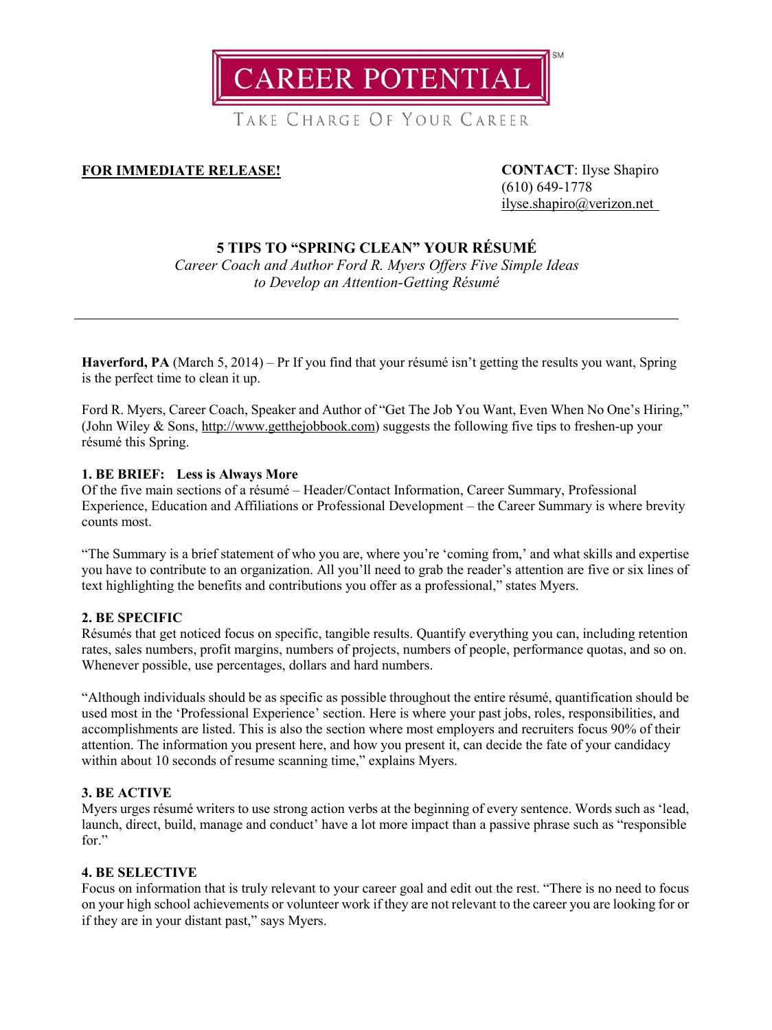CAREER POTENTIAL[SM]

TAKE CHARGE OF YOUR CAREER

**FOR IMMEDIATE RELEASE!**

**CONTACT**: Ilyse Shapiro
(610) 649-1778
ilyse.shapiro@verizon.net

# 5 TIPS TO "SPRING CLEAN" YOUR RÉSUMÉ

*Career Coach and Author Ford R. Myers Offers Five Simple Ideas to Develop an Attention-Getting Résumé*

---

**Haverford, PA** (March 5, 2014) – Pr If you find that your résumé isn't getting the results you want, Spring is the perfect time to clean it up.

Ford R. Myers, Career Coach, Speaker and Author of "Get The Job You Want, Even When No One's Hiring," (John Wiley & Sons, http://www.getthejobbook.com) suggests the following five tips to freshen-up your résumé this Spring.

**1. BE BRIEF: Less is Always More**

Of the five main sections of a résumé – Header/Contact Information, Career Summary, Professional Experience, Education and Affiliations or Professional Development – the Career Summary is where brevity counts most.

"The Summary is a brief statement of who you are, where you're 'coming from,' and what skills and expertise you have to contribute to an organization. All you'll need to grab the reader's attention are five or six lines of text highlighting the benefits and contributions you offer as a professional," states Myers.

**2. BE SPECIFIC**

Résumés that get noticed focus on specific, tangible results. Quantify everything you can, including retention rates, sales numbers, profit margins, numbers of projects, numbers of people, performance quotas, and so on. Whenever possible, use percentages, dollars and hard numbers.

"Although individuals should be as specific as possible throughout the entire résumé, quantification should be used most in the 'Professional Experience' section. Here is where your past jobs, roles, responsibilities, and accomplishments are listed. This is also the section where most employers and recruiters focus 90% of their attention. The information you present here, and how you present it, can decide the fate of your candidacy within about 10 seconds of resume scanning time," explains Myers.

**3. BE ACTIVE**

Myers urges résumé writers to use strong action verbs at the beginning of every sentence. Words such as 'lead, launch, direct, build, manage and conduct' have a lot more impact than a passive phrase such as "responsible for."

**4. BE SELECTIVE**

Focus on information that is truly relevant to your career goal and edit out the rest. "There is no need to focus on your high school achievements or volunteer work if they are not relevant to the career you are looking for or if they are in your distant past," says Myers.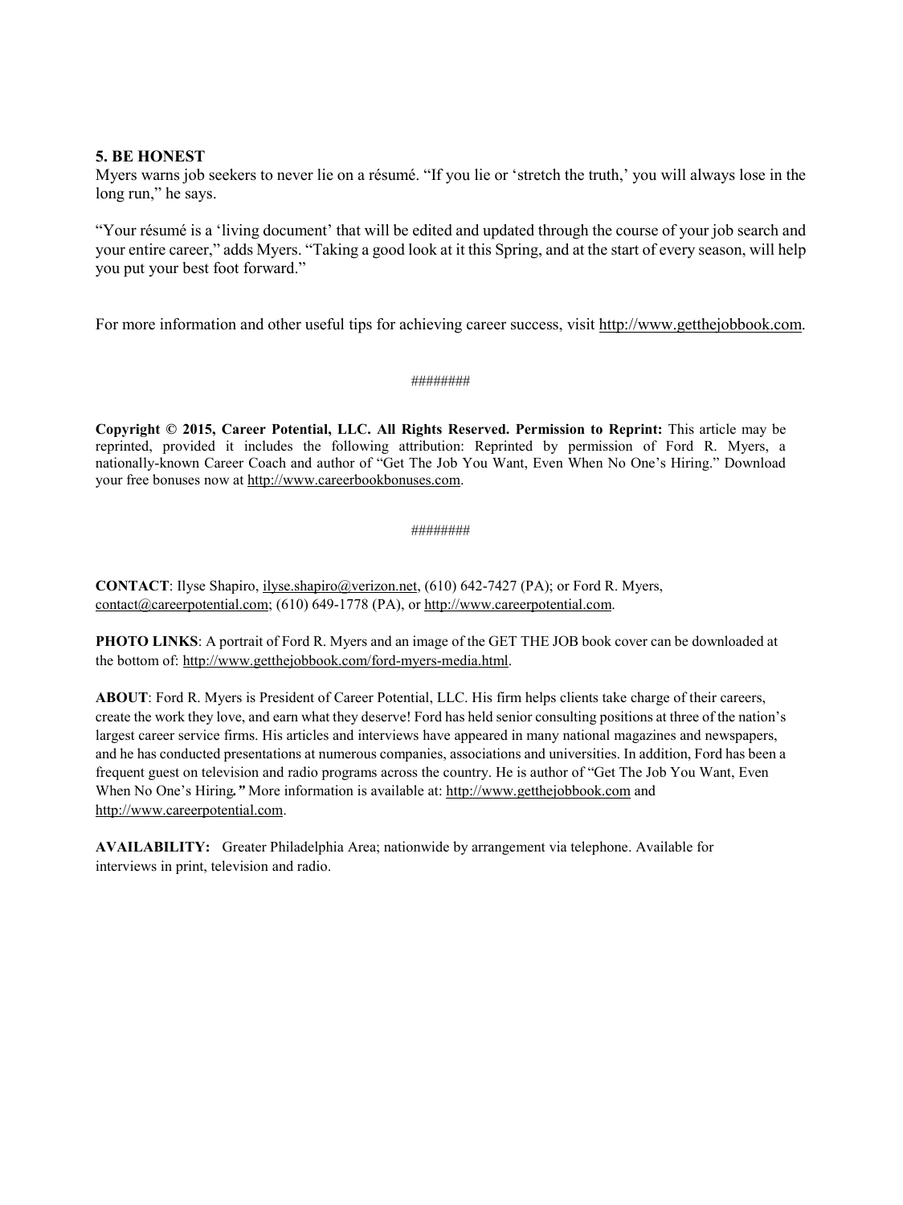**5. BE HONEST**

Myers warns job seekers to never lie on a résumé. "If you lie or 'stretch the truth,' you will always lose in the long run," he says.

"Your résumé is a 'living document' that will be edited and updated through the course of your job search and your entire career," adds Myers. "Taking a good look at it this Spring, and at the start of every season, will help you put your best foot forward."

For more information and other useful tips for achieving career success, visit http://www.getthejobbook.com.

########

**Copyright © 2015, Career Potential, LLC. All Rights Reserved. Permission to Reprint:** This article may be reprinted, provided it includes the following attribution: Reprinted by permission of Ford R. Myers, a nationally-known Career Coach and author of "Get The Job You Want, Even When No One's Hiring." Download your free bonuses now at http://www.careerbookbonuses.com.

########

**CONTACT**: Ilyse Shapiro, ilyse.shapiro@verizon.net, (610) 642-7427 (PA); or Ford R. Myers, contact@careerpotential.com; (610) 649-1778 (PA), or http://www.careerpotential.com.

**PHOTO LINKS**: A portrait of Ford R. Myers and an image of the GET THE JOB book cover can be downloaded at the bottom of: http://www.getthejobbook.com/ford-myers-media.html.

**ABOUT**: Ford R. Myers is President of Career Potential, LLC. His firm helps clients take charge of their careers, create the work they love, and earn what they deserve! Ford has held senior consulting positions at three of the nation's largest career service firms. His articles and interviews have appeared in many national magazines and newspapers, and he has conducted presentations at numerous companies, associations and universities. In addition, Ford has been a frequent guest on television and radio programs across the country. He is author of "Get The Job You Want, Even When No One's Hiring*."* More information is available at: http://www.getthejobbook.com and http://www.careerpotential.com.

**AVAILABILITY:** Greater Philadelphia Area; nationwide by arrangement via telephone. Available for interviews in print, television and radio.